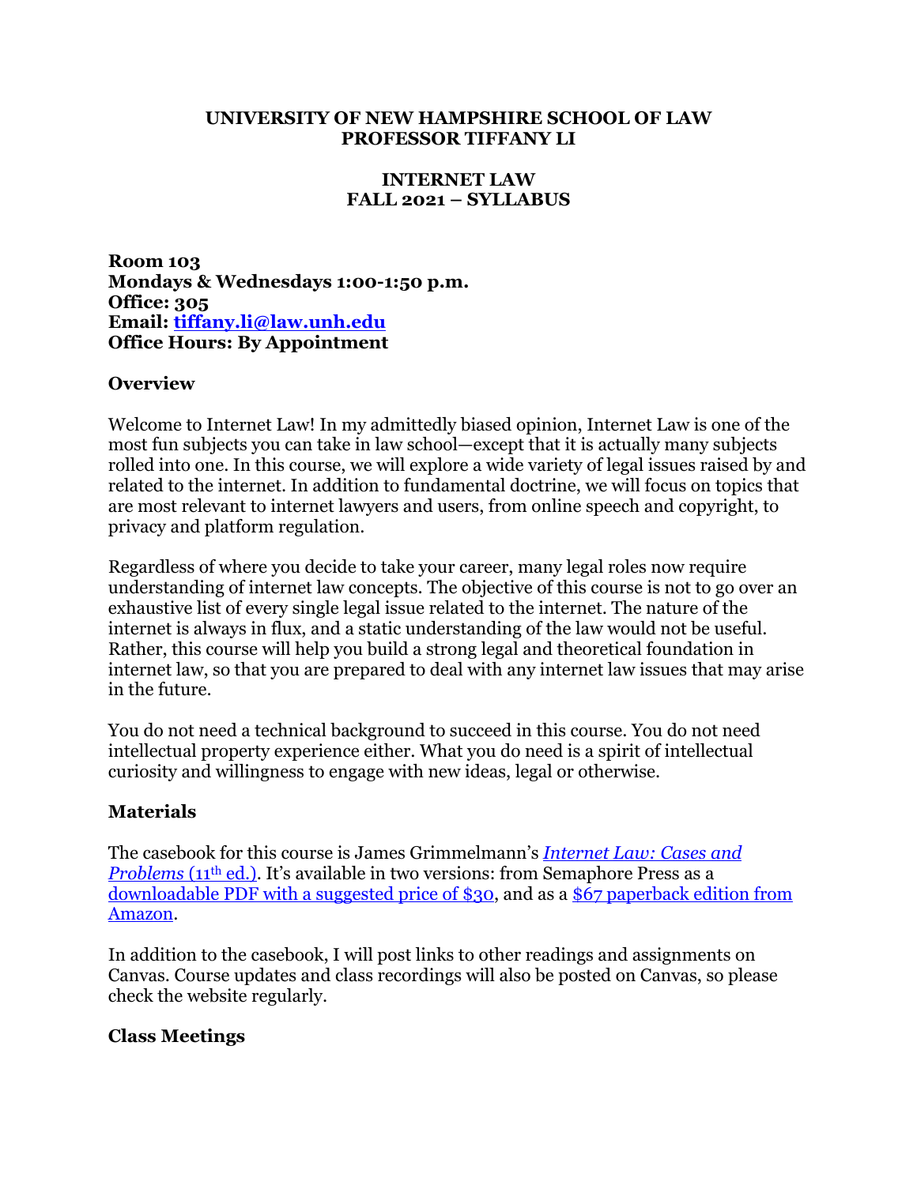**UNIVERSITY OF NEW HAMPSHIRE SCHOOL OF LAW**
**PROFESSOR TIFFANY LI**

# INTERNET LAW
## FALL 2021 – SYLLABUS

**Room 103**
**Mondays & Wednesdays 1:00-1:50 p.m.**
**Office: 305**
**Email: [tiffany.li@law.unh.edu](mailto:tiffany.li@law.unh.edu)**
**Office Hours: By Appointment**

### Overview

Welcome to Internet Law! In my admittedly biased opinion, Internet Law is one of the most fun subjects you can take in law school—except that it is actually many subjects rolled into one. In this course, we will explore a wide variety of legal issues raised by and related to the internet. In addition to fundamental doctrine, we will focus on topics that are most relevant to internet lawyers and users, from online speech and copyright, to privacy and platform regulation.

Regardless of where you decide to take your career, many legal roles now require understanding of internet law concepts. The objective of this course is not to go over an exhaustive list of every single legal issue related to the internet. The nature of the internet is always in flux, and a static understanding of the law would not be useful. Rather, this course will help you build a strong legal and theoretical foundation in internet law, so that you are prepared to deal with any internet law issues that may arise in the future.

You do not need a technical background to succeed in this course. You do not need intellectual property experience either. What you do need is a spirit of intellectual curiosity and willingness to engage with new ideas, legal or otherwise.

### Materials

The casebook for this course is James Grimmelmann's *Internet Law: Cases and Problems* (11th ed.). It's available in two versions: from Semaphore Press as a downloadable PDF with a suggested price of $30, and as a $67 paperback edition from Amazon.

In addition to the casebook, I will post links to other readings and assignments on Canvas. Course updates and class recordings will also be posted on Canvas, so please check the website regularly.

### Class Meetings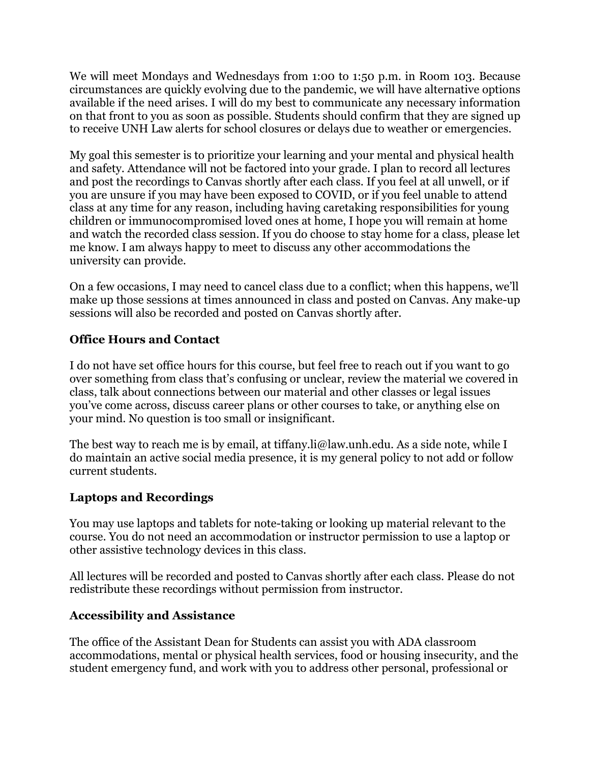We will meet Mondays and Wednesdays from 1:00 to 1:50 p.m. in Room 103. Because circumstances are quickly evolving due to the pandemic, we will have alternative options available if the need arises. I will do my best to communicate any necessary information on that front to you as soon as possible. Students should confirm that they are signed up to receive UNH Law alerts for school closures or delays due to weather or emergencies.

My goal this semester is to prioritize your learning and your mental and physical health and safety. Attendance will not be factored into your grade. I plan to record all lectures and post the recordings to Canvas shortly after each class. If you feel at all unwell, or if you are unsure if you may have been exposed to COVID, or if you feel unable to attend class at any time for any reason, including having caretaking responsibilities for young children or immunocompromised loved ones at home, I hope you will remain at home and watch the recorded class session. If you do choose to stay home for a class, please let me know. I am always happy to meet to discuss any other accommodations the university can provide.

On a few occasions, I may need to cancel class due to a conflict; when this happens, we'll make up those sessions at times announced in class and posted on Canvas. Any make-up sessions will also be recorded and posted on Canvas shortly after.

### Office Hours and Contact

I do not have set office hours for this course, but feel free to reach out if you want to go over something from class that's confusing or unclear, review the material we covered in class, talk about connections between our material and other classes or legal issues you've come across, discuss career plans or other courses to take, or anything else on your mind. No question is too small or insignificant.

The best way to reach me is by email, at tiffany.li@law.unh.edu. As a side note, while I do maintain an active social media presence, it is my general policy to not add or follow current students.

### Laptops and Recordings

You may use laptops and tablets for note-taking or looking up material relevant to the course. You do not need an accommodation or instructor permission to use a laptop or other assistive technology devices in this class.

All lectures will be recorded and posted to Canvas shortly after each class. Please do not redistribute these recordings without permission from instructor.

### Accessibility and Assistance

The office of the Assistant Dean for Students can assist you with ADA classroom accommodations, mental or physical health services, food or housing insecurity, and the student emergency fund, and work with you to address other personal, professional or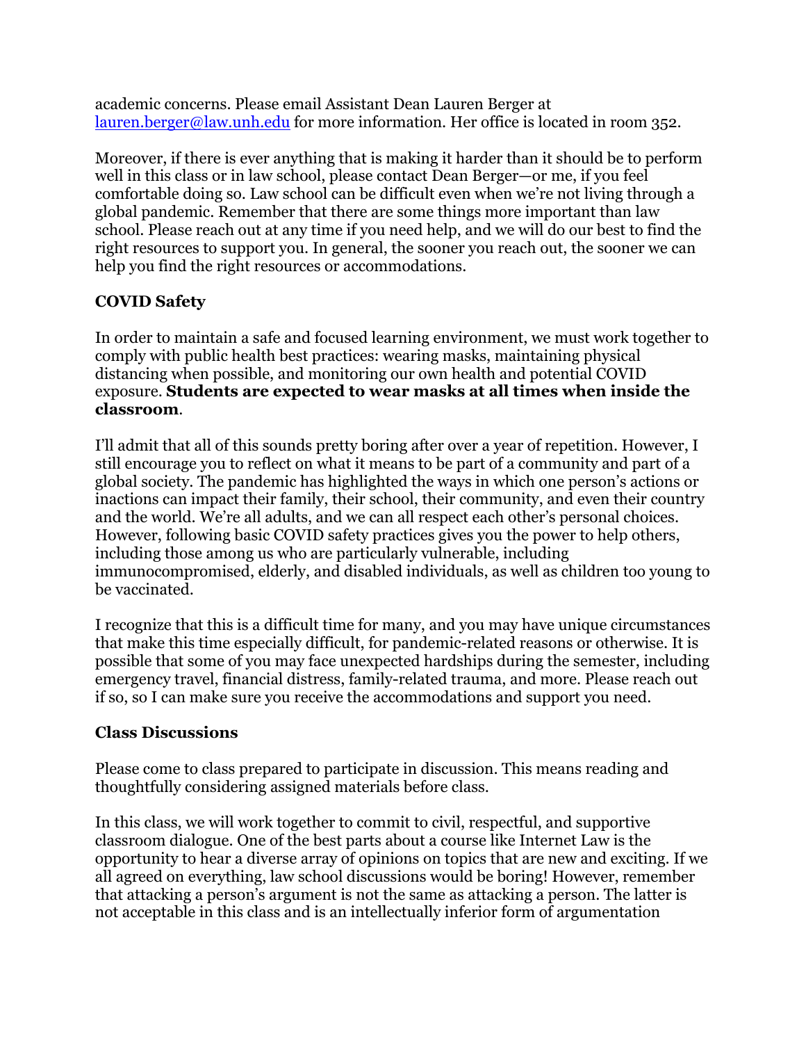academic concerns. Please email Assistant Dean Lauren Berger at [lauren.berger@law.unh.edu](mailto:lauren.berger@law.unh.edu) for more information. Her office is located in room 352.

Moreover, if there is ever anything that is making it harder than it should be to perform well in this class or in law school, please contact Dean Berger—or me, if you feel comfortable doing so. Law school can be difficult even when we're not living through a global pandemic. Remember that there are some things more important than law school. Please reach out at any time if you need help, and we will do our best to find the right resources to support you. In general, the sooner you reach out, the sooner we can help you find the right resources or accommodations.

## COVID Safety

In order to maintain a safe and focused learning environment, we must work together to comply with public health best practices: wearing masks, maintaining physical distancing when possible, and monitoring our own health and potential COVID exposure. **Students are expected to wear masks at all times when inside the classroom**.

I'll admit that all of this sounds pretty boring after over a year of repetition. However, I still encourage you to reflect on what it means to be part of a community and part of a global society. The pandemic has highlighted the ways in which one person's actions or inactions can impact their family, their school, their community, and even their country and the world. We're all adults, and we can all respect each other's personal choices. However, following basic COVID safety practices gives you the power to help others, including those among us who are particularly vulnerable, including immunocompromised, elderly, and disabled individuals, as well as children too young to be vaccinated.

I recognize that this is a difficult time for many, and you may have unique circumstances that make this time especially difficult, for pandemic-related reasons or otherwise. It is possible that some of you may face unexpected hardships during the semester, including emergency travel, financial distress, family-related trauma, and more. Please reach out if so, so I can make sure you receive the accommodations and support you need.

## Class Discussions

Please come to class prepared to participate in discussion. This means reading and thoughtfully considering assigned materials before class.

In this class, we will work together to commit to civil, respectful, and supportive classroom dialogue. One of the best parts about a course like Internet Law is the opportunity to hear a diverse array of opinions on topics that are new and exciting. If we all agreed on everything, law school discussions would be boring! However, remember that attacking a person's argument is not the same as attacking a person. The latter is not acceptable in this class and is an intellectually inferior form of argumentation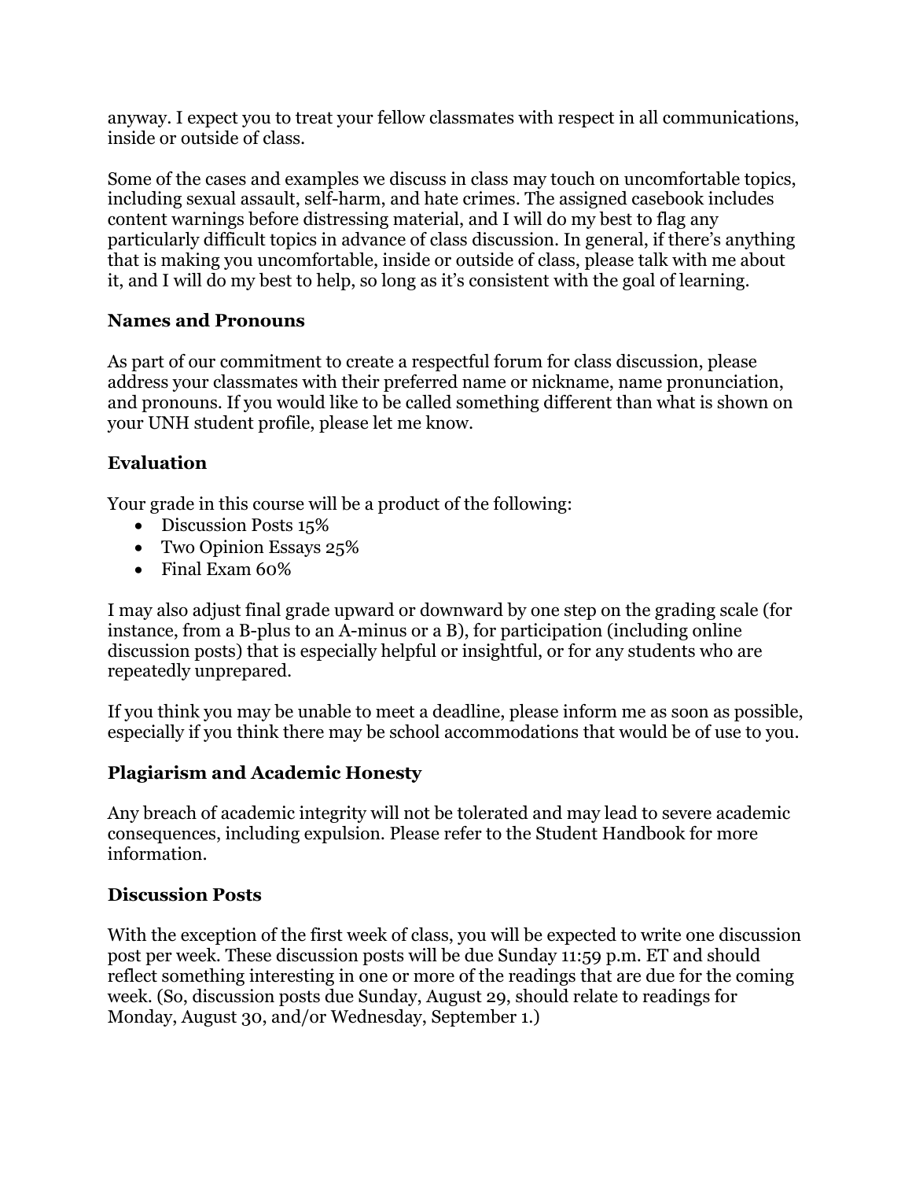anyway. I expect you to treat your fellow classmates with respect in all communications, inside or outside of class.

Some of the cases and examples we discuss in class may touch on uncomfortable topics, including sexual assault, self-harm, and hate crimes. The assigned casebook includes content warnings before distressing material, and I will do my best to flag any particularly difficult topics in advance of class discussion. In general, if there's anything that is making you uncomfortable, inside or outside of class, please talk with me about it, and I will do my best to help, so long as it's consistent with the goal of learning.

## Names and Pronouns

As part of our commitment to create a respectful forum for class discussion, please address your classmates with their preferred name or nickname, name pronunciation, and pronouns. If you would like to be called something different than what is shown on your UNH student profile, please let me know.

## Evaluation

Your grade in this course will be a product of the following:

- Discussion Posts 15%
- Two Opinion Essays 25%
- Final Exam 60%

I may also adjust final grade upward or downward by one step on the grading scale (for instance, from a B-plus to an A-minus or a B), for participation (including online discussion posts) that is especially helpful or insightful, or for any students who are repeatedly unprepared.

If you think you may be unable to meet a deadline, please inform me as soon as possible, especially if you think there may be school accommodations that would be of use to you.

## Plagiarism and Academic Honesty

Any breach of academic integrity will not be tolerated and may lead to severe academic consequences, including expulsion. Please refer to the Student Handbook for more information.

## Discussion Posts

With the exception of the first week of class, you will be expected to write one discussion post per week. These discussion posts will be due Sunday 11:59 p.m. ET and should reflect something interesting in one or more of the readings that are due for the coming week. (So, discussion posts due Sunday, August 29, should relate to readings for Monday, August 30, and/or Wednesday, September 1.)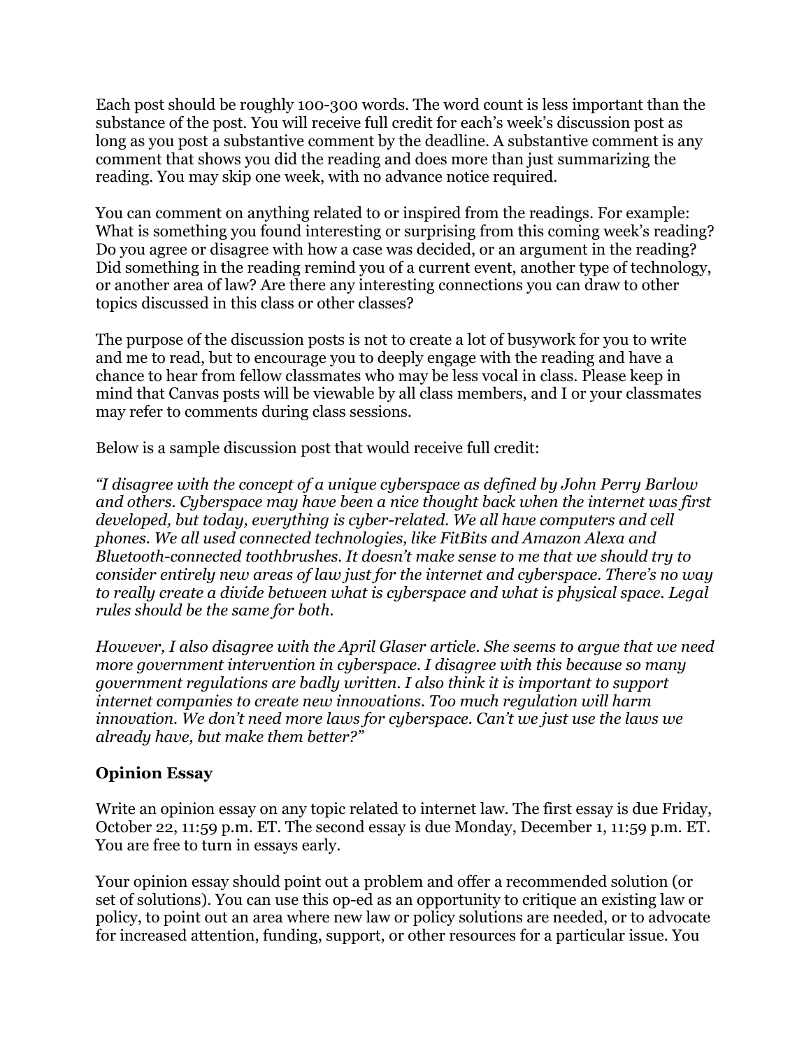Each post should be roughly 100-300 words. The word count is less important than the substance of the post. You will receive full credit for each's week's discussion post as long as you post a substantive comment by the deadline. A substantive comment is any comment that shows you did the reading and does more than just summarizing the reading. You may skip one week, with no advance notice required.

You can comment on anything related to or inspired from the readings. For example: What is something you found interesting or surprising from this coming week's reading? Do you agree or disagree with how a case was decided, or an argument in the reading? Did something in the reading remind you of a current event, another type of technology, or another area of law? Are there any interesting connections you can draw to other topics discussed in this class or other classes?

The purpose of the discussion posts is not to create a lot of busywork for you to write and me to read, but to encourage you to deeply engage with the reading and have a chance to hear from fellow classmates who may be less vocal in class. Please keep in mind that Canvas posts will be viewable by all class members, and I or your classmates may refer to comments during class sessions.

Below is a sample discussion post that would receive full credit:

*"I disagree with the concept of a unique cyberspace as defined by John Perry Barlow and others. Cyberspace may have been a nice thought back when the internet was first developed, but today, everything is cyber-related. We all have computers and cell phones. We all used connected technologies, like FitBits and Amazon Alexa and Bluetooth-connected toothbrushes. It doesn't make sense to me that we should try to consider entirely new areas of law just for the internet and cyberspace. There's no way to really create a divide between what is cyberspace and what is physical space. Legal rules should be the same for both.*

*However, I also disagree with the April Glaser article. She seems to argue that we need more government intervention in cyberspace. I disagree with this because so many government regulations are badly written. I also think it is important to support internet companies to create new innovations. Too much regulation will harm innovation. We don't need more laws for cyberspace. Can't we just use the laws we already have, but make them better?"*

**Opinion Essay**

Write an opinion essay on any topic related to internet law. The first essay is due Friday, October 22, 11:59 p.m. ET. The second essay is due Monday, December 1, 11:59 p.m. ET. You are free to turn in essays early.

Your opinion essay should point out a problem and offer a recommended solution (or set of solutions). You can use this op-ed as an opportunity to critique an existing law or policy, to point out an area where new law or policy solutions are needed, or to advocate for increased attention, funding, support, or other resources for a particular issue. You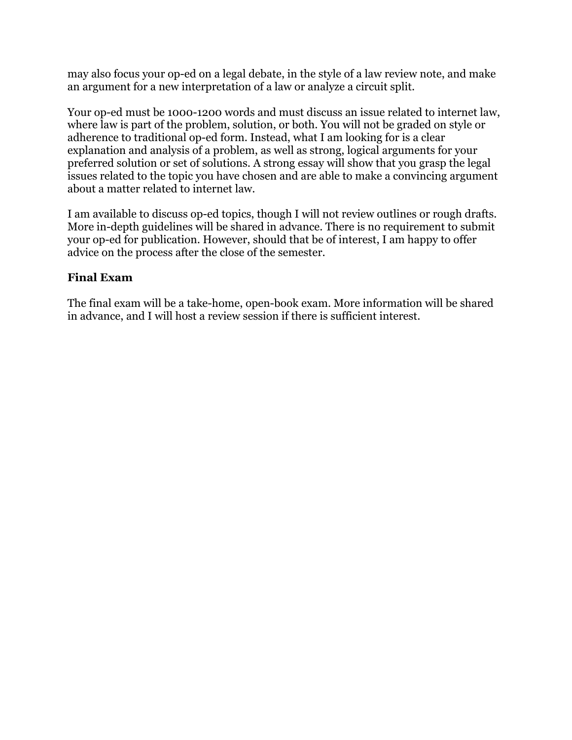may also focus your op-ed on a legal debate, in the style of a law review note, and make an argument for a new interpretation of a law or analyze a circuit split.

Your op-ed must be 1000-1200 words and must discuss an issue related to internet law, where law is part of the problem, solution, or both. You will not be graded on style or adherence to traditional op-ed form. Instead, what I am looking for is a clear explanation and analysis of a problem, as well as strong, logical arguments for your preferred solution or set of solutions. A strong essay will show that you grasp the legal issues related to the topic you have chosen and are able to make a convincing argument about a matter related to internet law.

I am available to discuss op-ed topics, though I will not review outlines or rough drafts. More in-depth guidelines will be shared in advance. There is no requirement to submit your op-ed for publication. However, should that be of interest, I am happy to offer advice on the process after the close of the semester.

### Final Exam

The final exam will be a take-home, open-book exam. More information will be shared in advance, and I will host a review session if there is sufficient interest.